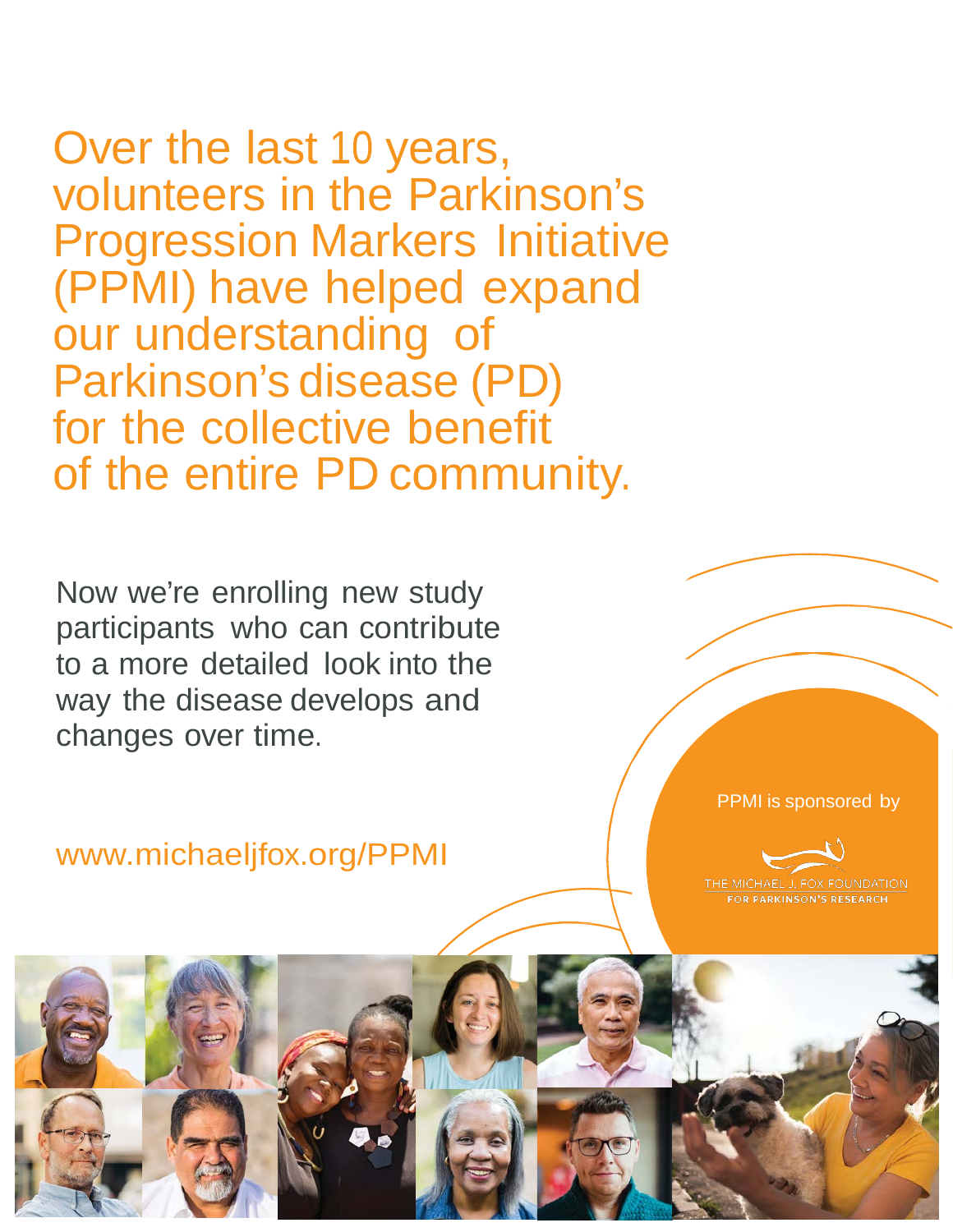# Over the last 10 years, volunteers in the Parkinson's Progression Markers Initiative (PPMI) have helped expand our understanding of Parkinson's disease (PD) for the collective benefit of the entire PD community.

Now we're enrolling new study participants who can contribute to a more detailed look into the way the disease develops and changes over time.

www.michaeljfox.org/PPMI

PPMI is sponsored by

THE MICHAEL J. FOX FOUNDATION FOR PARKINSON'S RESEARCH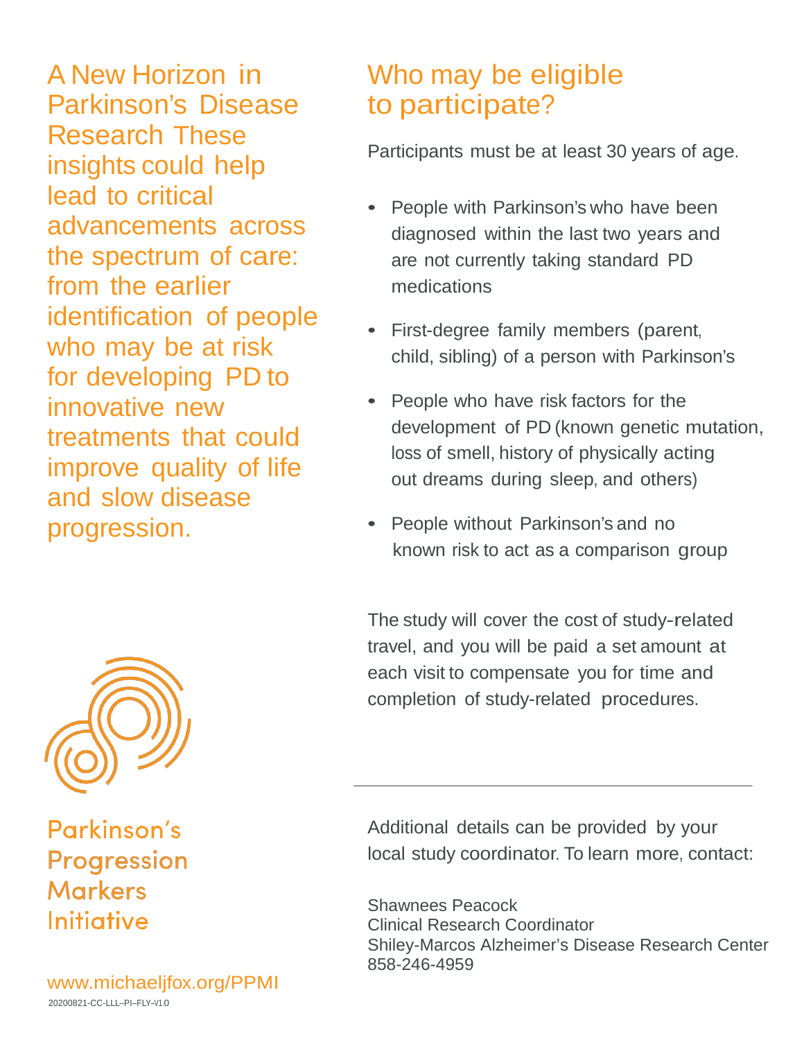A New Horizon in Parkinson's Disease Research These insights could help lead to critical advancements across the spectrum of care: from the earlier identification of people who may be at risk for developing PD to innovative new treatments that could improve quality of life and slow disease progression.

## Who may be eligible to participate?

Participants must be at least 30 years of age.

- People with Parkinson's who have been diagnosed within the last two years and are not currently taking standard PD medications
- First-degree family members (parent, child, sibling) of a person with Parkinson's
- People who have risk factors for the development of PD (known genetic mutation, loss of smell, history of physically acting out dreams during sleep, and others)
- People without Parkinson's and no known risk to act as a comparison group

The study will cover the cost of study-related travel, and you will be paid a set amount at each visit to compensate you for time and completion of study-related procedures.

Parkinson's Progression Markers Initiative

---

Additional details can be provided by your local study coordinator. To learn more, contact:

Shawnees Peacock
Clinical Research Coordinator
Shiley-Marcos Alzheimer's Disease Research Center
858-246-4959

www.michaeljfox.org/PPMI

20200821-CC-LLL–PI–FLY-V1.0